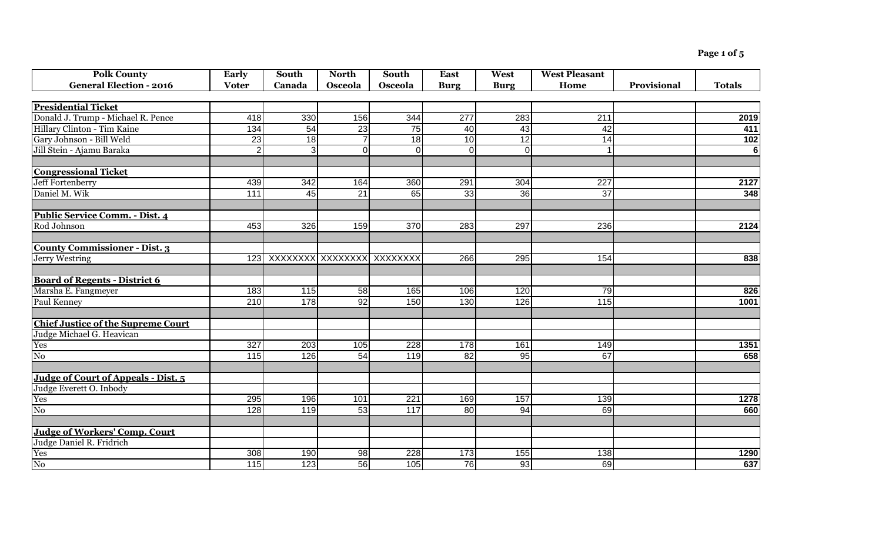| Polk County General Election - 2016 | Early Voter | South Canada | North Osceola | South Osceola | East Burg | West Burg | West Pleasant Home | Provisional | Totals |
|---|---|---|---|---|---|---|---|---|---|
| **Presidential Ticket** | | | | | | | | | |
| Donald J. Trump - Michael R. Pence | 418 | 330 | 156 | 344 | 277 | 283 | 211 | | **2019** |
| Hillary Clinton - Tim Kaine | 134 | 54 | 23 | 75 | 40 | 43 | 42 | | **411** |
| Gary Johnson - Bill Weld | 23 | 18 | 7 | 18 | 10 | 12 | 14 | | **102** |
| Jill Stein - Ajamu Baraka | 2 | 3 | 0 | 0 | 0 | 0 | 1 | | **6** |
| | | | | | | | | | |
| **Congressional Ticket** | | | | | | | | | |
| Jeff Fortenberry | 439 | 342 | 164 | 360 | 291 | 304 | 227 | | **2127** |
| Daniel M. Wik | 111 | 45 | 21 | 65 | 33 | 36 | 37 | | **348** |
| | | | | | | | | | |
| **Public Service Comm. - Dist. 4** | | | | | | | | | |
| Rod Johnson | 453 | 326 | 159 | 370 | 283 | 297 | 236 | | **2124** |
| | | | | | | | | | |
| **County Commissioner - Dist. 3** | | | | | | | | | |
| Jerry Westring | 123 | XXXXXXXX | XXXXXXXX | XXXXXXXX | 266 | 295 | 154 | | **838** |
| | | | | | | | | | |
| **Board of Regents - District 6** | | | | | | | | | |
| Marsha E. Fangmeyer | 183 | 115 | 58 | 165 | 106 | 120 | 79 | | **826** |
| Paul Kenney | 210 | 178 | 92 | 150 | 130 | 126 | 115 | | **1001** |
| | | | | | | | | | |
| **Chief Justice of the Supreme Court** | | | | | | | | | |
| Judge Michael G. Heavican | | | | | | | | | |
| Yes | 327 | 203 | 105 | 228 | 178 | 161 | 149 | | **1351** |
| No | 115 | 126 | 54 | 119 | 82 | 95 | 67 | | **658** |
| | | | | | | | | | |
| **Judge of Court of Appeals - Dist. 5** | | | | | | | | | |
| Judge Everett O. Inbody | | | | | | | | | |
| Yes | 295 | 196 | 101 | 221 | 169 | 157 | 139 | | **1278** |
| No | 128 | 119 | 53 | 117 | 80 | 94 | 69 | | **660** |
| | | | | | | | | | |
| **Judge of Workers' Comp. Court** | | | | | | | | | |
| Judge Daniel R. Fridrich | | | | | | | | | |
| Yes | 308 | 190 | 98 | 228 | 173 | 155 | 138 | | **1290** |
| No | 115 | 123 | 56 | 105 | 76 | 93 | 69 | | **637** |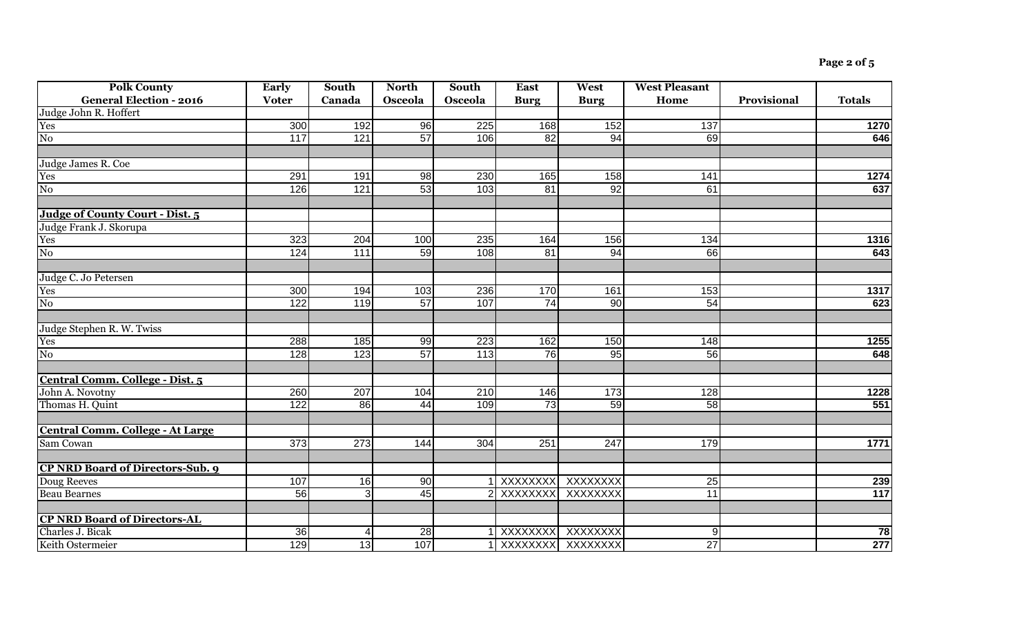| Polk County General Election - 2016 | Early Voter | South Canada | North Osceola | South Osceola | East Burg | West Burg | West Pleasant Home | Provisional | Totals |
|---|---|---|---|---|---|---|---|---|---|
| Judge John R. Hoffert | | | | | | | | | |
| Yes | 300 | 192 | 96 | 225 | 168 | 152 | 137 | | **1270** |
| No | 117 | 121 | 57 | 106 | 82 | 94 | 69 | | **646** |
| | | | | | | | | | |
| Judge James R. Coe | | | | | | | | | |
| Yes | 291 | 191 | 98 | 230 | 165 | 158 | 141 | | **1274** |
| No | 126 | 121 | 53 | 103 | 81 | 92 | 61 | | **637** |
| | | | | | | | | | |
| **Judge of County Court - Dist. 5** | | | | | | | | | |
| Judge Frank J. Skorupa | | | | | | | | | |
| Yes | 323 | 204 | 100 | 235 | 164 | 156 | 134 | | **1316** |
| No | 124 | 111 | 59 | 108 | 81 | 94 | 66 | | **643** |
| | | | | | | | | | |
| Judge C. Jo Petersen | | | | | | | | | |
| Yes | 300 | 194 | 103 | 236 | 170 | 161 | 153 | | **1317** |
| No | 122 | 119 | 57 | 107 | 74 | 90 | 54 | | **623** |
| | | | | | | | | | |
| Judge Stephen R. W. Twiss | | | | | | | | | |
| Yes | 288 | 185 | 99 | 223 | 162 | 150 | 148 | | **1255** |
| No | 128 | 123 | 57 | 113 | 76 | 95 | 56 | | **648** |
| | | | | | | | | | |
| **Central Comm. College - Dist. 5** | | | | | | | | | |
| John A. Novotny | 260 | 207 | 104 | 210 | 146 | 173 | 128 | | **1228** |
| Thomas H. Quint | 122 | 86 | 44 | 109 | 73 | 59 | 58 | | **551** |
| | | | | | | | | | |
| **Central Comm. College - At Large** | | | | | | | | | |
| Sam Cowan | 373 | 273 | 144 | 304 | 251 | 247 | 179 | | **1771** |
| | | | | | | | | | |
| **CP NRD Board of Directors-Sub. 9** | | | | | | | | | |
| Doug Reeves | 107 | 16 | 90 | 1 | XXXXXXXX | XXXXXXXX | 25 | | **239** |
| Beau Bearnes | 56 | 3 | 45 | 2 | XXXXXXXX | XXXXXXXX | 11 | | **117** |
| | | | | | | | | | |
| **CP NRD Board of Directors-AL** | | | | | | | | | |
| Charles J. Bicak | 36 | 4 | 28 | 1 | XXXXXXXX | XXXXXXXX | 9 | | **78** |
| Keith Ostermeier | 129 | 13 | 107 | 1 | XXXXXXXX | XXXXXXXX | 27 | | **277** |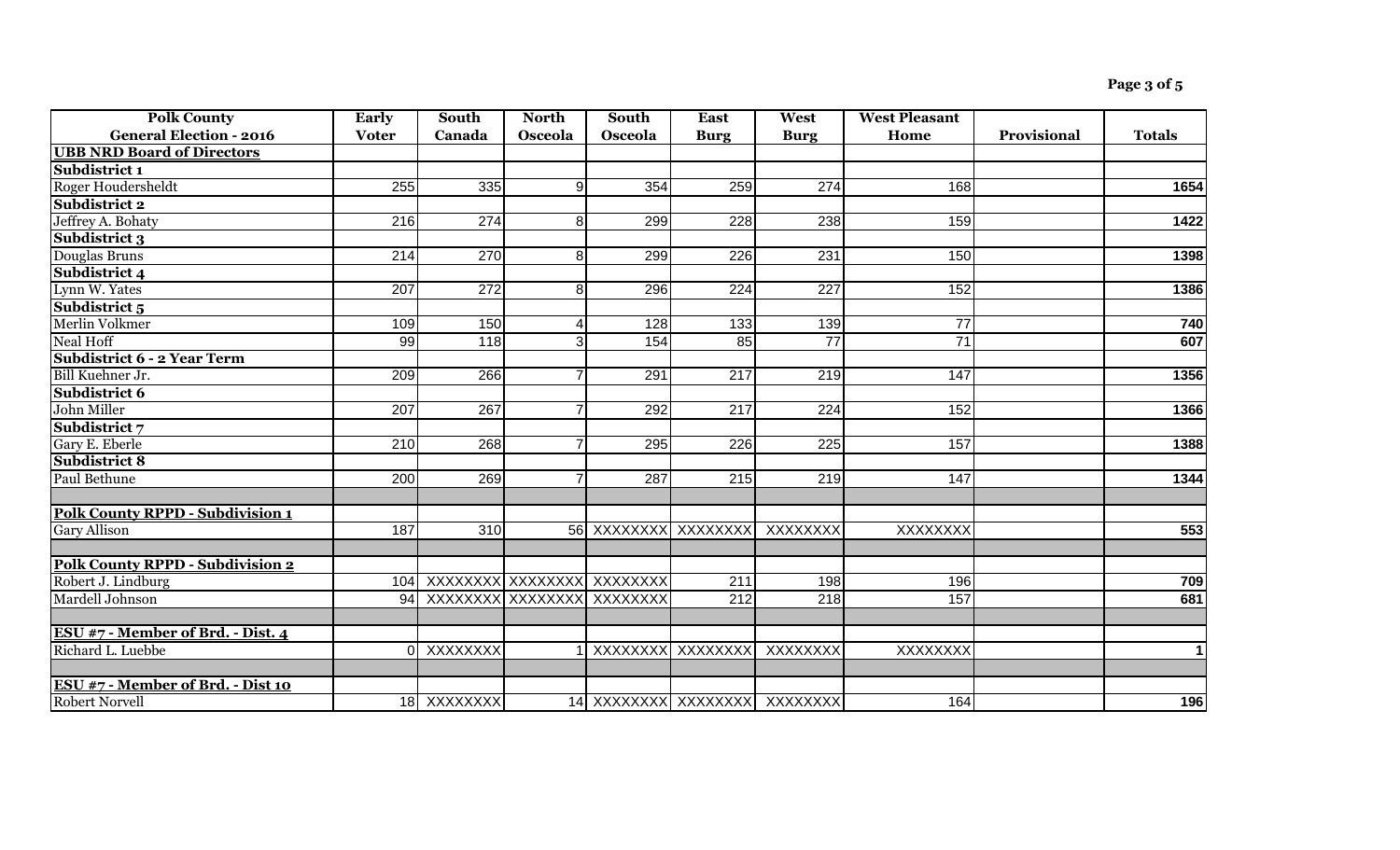| Polk County General Election - 2016 | Early Voter | South Canada | North Osceola | South Osceola | East Burg | West Burg | West Pleasant Home | Provisional | Totals |
|---|---|---|---|---|---|---|---|---|---|
| **UBB NRD Board of Directors** | | | | | | | | | |
| **Subdistrict 1** | | | | | | | | | |
| Roger Houdersheldt | 255 | 335 | 9 | 354 | 259 | 274 | 168 | | **1654** |
| **Subdistrict 2** | | | | | | | | | |
| Jeffrey A. Bohaty | 216 | 274 | 8 | 299 | 228 | 238 | 159 | | **1422** |
| **Subdistrict 3** | | | | | | | | | |
| Douglas Bruns | 214 | 270 | 8 | 299 | 226 | 231 | 150 | | **1398** |
| **Subdistrict 4** | | | | | | | | | |
| Lynn W. Yates | 207 | 272 | 8 | 296 | 224 | 227 | 152 | | **1386** |
| **Subdistrict 5** | | | | | | | | | |
| Merlin Volkmer | 109 | 150 | 4 | 128 | 133 | 139 | 77 | | **740** |
| Neal Hoff | 99 | 118 | 3 | 154 | 85 | 77 | 71 | | **607** |
| **Subdistrict 6 - 2 Year Term** | | | | | | | | | |
| Bill Kuehner Jr. | 209 | 266 | 7 | 291 | 217 | 219 | 147 | | **1356** |
| **Subdistrict 6** | | | | | | | | | |
| John Miller | 207 | 267 | 7 | 292 | 217 | 224 | 152 | | **1366** |
| **Subdistrict 7** | | | | | | | | | |
| Gary E. Eberle | 210 | 268 | 7 | 295 | 226 | 225 | 157 | | **1388** |
| **Subdistrict 8** | | | | | | | | | |
| Paul Bethune | 200 | 269 | 7 | 287 | 215 | 219 | 147 | | **1344** |
| | | | | | | | | | |
| **Polk County RPPD - Subdivision 1** | | | | | | | | | |
| Gary Allison | 187 | 310 | 56 | XXXXXXXX | XXXXXXXX | XXXXXXXX | XXXXXXXX | | **553** |
| | | | | | | | | | |
| **Polk County RPPD - Subdivision 2** | | | | | | | | | |
| Robert J. Lindburg | 104 | XXXXXXXX | XXXXXXXX | XXXXXXXX | 211 | 198 | 196 | | **709** |
| Mardell Johnson | 94 | XXXXXXXX | XXXXXXXX | XXXXXXXX | 212 | 218 | 157 | | **681** |
| | | | | | | | | | |
| **ESU #7 - Member of Brd. - Dist. 4** | | | | | | | | | |
| Richard L. Luebbe | 0 | XXXXXXXX | 1 | XXXXXXXX | XXXXXXXX | XXXXXXXX | XXXXXXXX | | **1** |
| | | | | | | | | | |
| **ESU #7 - Member of Brd. - Dist 10** | | | | | | | | | |
| Robert Norvell | 18 | XXXXXXXX | 14 | XXXXXXXX | XXXXXXXX | XXXXXXXX | 164 | | **196** |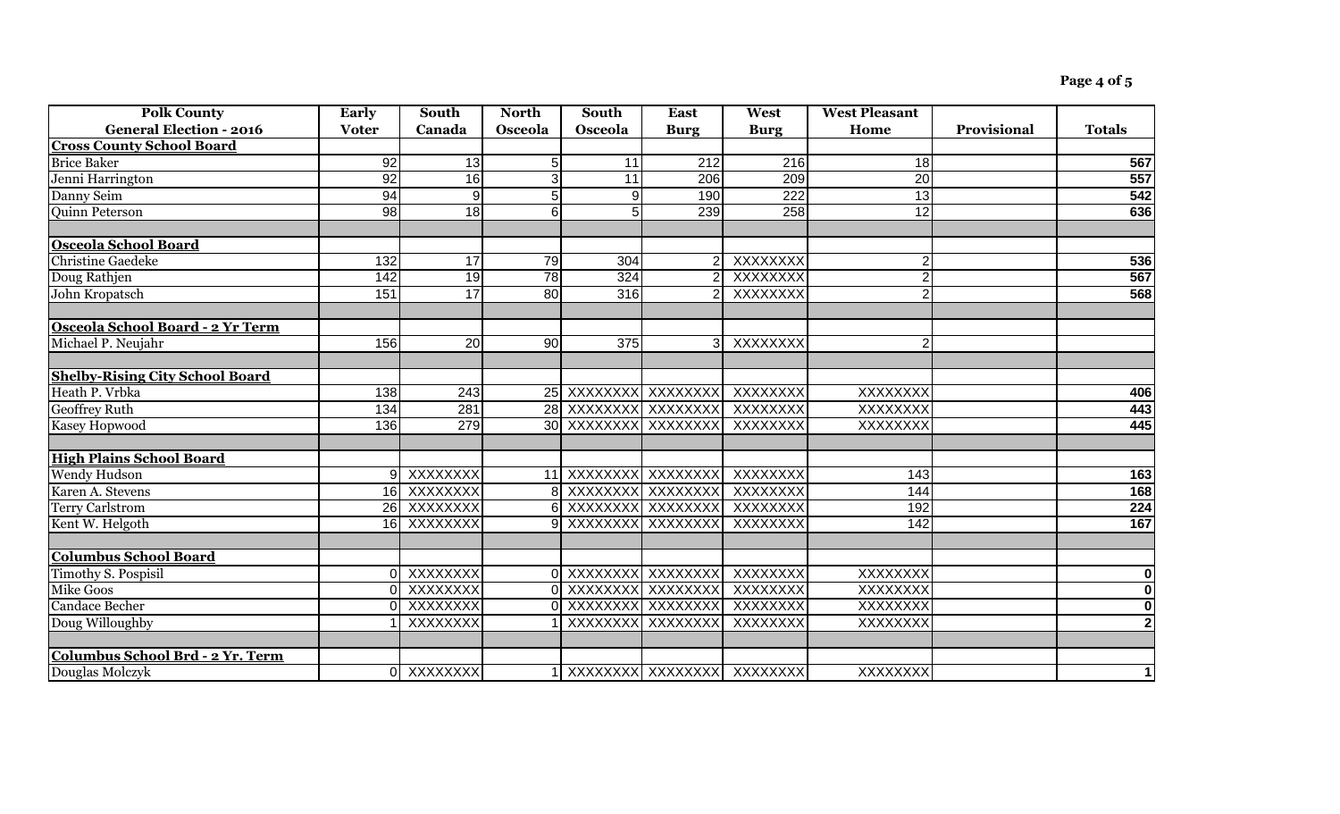| Polk County General Election - 2016 | Early Voter | South Canada | North Osceola | South Osceola | East Burg | West Burg | West Pleasant Home | Provisional | Totals |
|---|---|---|---|---|---|---|---|---|---|
| **Cross County School Board** | | | | | | | | | |
| Brice Baker | 92 | 13 | 5 | 11 | 212 | 216 | 18 | | **567** |
| Jenni Harrington | 92 | 16 | 3 | 11 | 206 | 209 | 20 | | **557** |
| Danny Seim | 94 | 9 | 5 | 9 | 190 | 222 | 13 | | **542** |
| Quinn Peterson | 98 | 18 | 6 | 5 | 239 | 258 | 12 | | **636** |
| | | | | | | | | | |
| **Osceola School Board** | | | | | | | | | |
| Christine Gaedeke | 132 | 17 | 79 | 304 | 2 | XXXXXXXX | 2 | | **536** |
| Doug Rathjen | 142 | 19 | 78 | 324 | 2 | XXXXXXXX | 2 | | **567** |
| John Kropatsch | 151 | 17 | 80 | 316 | 2 | XXXXXXXX | 2 | | **568** |
| | | | | | | | | | |
| **Osceola School Board - 2 Yr Term** | | | | | | | | | |
| Michael P. Neujahr | 156 | 20 | 90 | 375 | 3 | XXXXXXXX | 2 | | |
| | | | | | | | | | |
| **Shelby-Rising City School Board** | | | | | | | | | |
| Heath P. Vrbka | 138 | 243 | 25 | XXXXXXXX | XXXXXXXX | XXXXXXXX | XXXXXXXX | | **406** |
| Geoffrey Ruth | 134 | 281 | 28 | XXXXXXXX | XXXXXXXX | XXXXXXXX | XXXXXXXX | | **443** |
| Kasey Hopwood | 136 | 279 | 30 | XXXXXXXX | XXXXXXXX | XXXXXXXX | XXXXXXXX | | **445** |
| | | | | | | | | | |
| **High Plains School Board** | | | | | | | | | |
| Wendy Hudson | 9 | XXXXXXXX | 11 | XXXXXXXX | XXXXXXXX | XXXXXXXX | 143 | | **163** |
| Karen A. Stevens | 16 | XXXXXXXX | 8 | XXXXXXXX | XXXXXXXX | XXXXXXXX | 144 | | **168** |
| Terry Carlstrom | 26 | XXXXXXXX | 6 | XXXXXXXX | XXXXXXXX | XXXXXXXX | 192 | | **224** |
| Kent W. Helgoth | 16 | XXXXXXXX | 9 | XXXXXXXX | XXXXXXXX | XXXXXXXX | 142 | | **167** |
| | | | | | | | | | |
| **Columbus School Board** | | | | | | | | | |
| Timothy S. Pospisil | 0 | XXXXXXXX | 0 | XXXXXXXX | XXXXXXXX | XXXXXXXX | XXXXXXXX | | **0** |
| Mike Goos | 0 | XXXXXXXX | 0 | XXXXXXXX | XXXXXXXX | XXXXXXXX | XXXXXXXX | | **0** |
| Candace Becher | 0 | XXXXXXXX | 0 | XXXXXXXX | XXXXXXXX | XXXXXXXX | XXXXXXXX | | **0** |
| Doug Willoughby | 1 | XXXXXXXX | 1 | XXXXXXXX | XXXXXXXX | XXXXXXXX | XXXXXXXX | | **2** |
| | | | | | | | | | |
| **Columbus School Brd - 2 Yr. Term** | | | | | | | | | |
| Douglas Molczyk | 0 | XXXXXXXX | 1 | XXXXXXXX | XXXXXXXX | XXXXXXXX | XXXXXXXX | | **1** |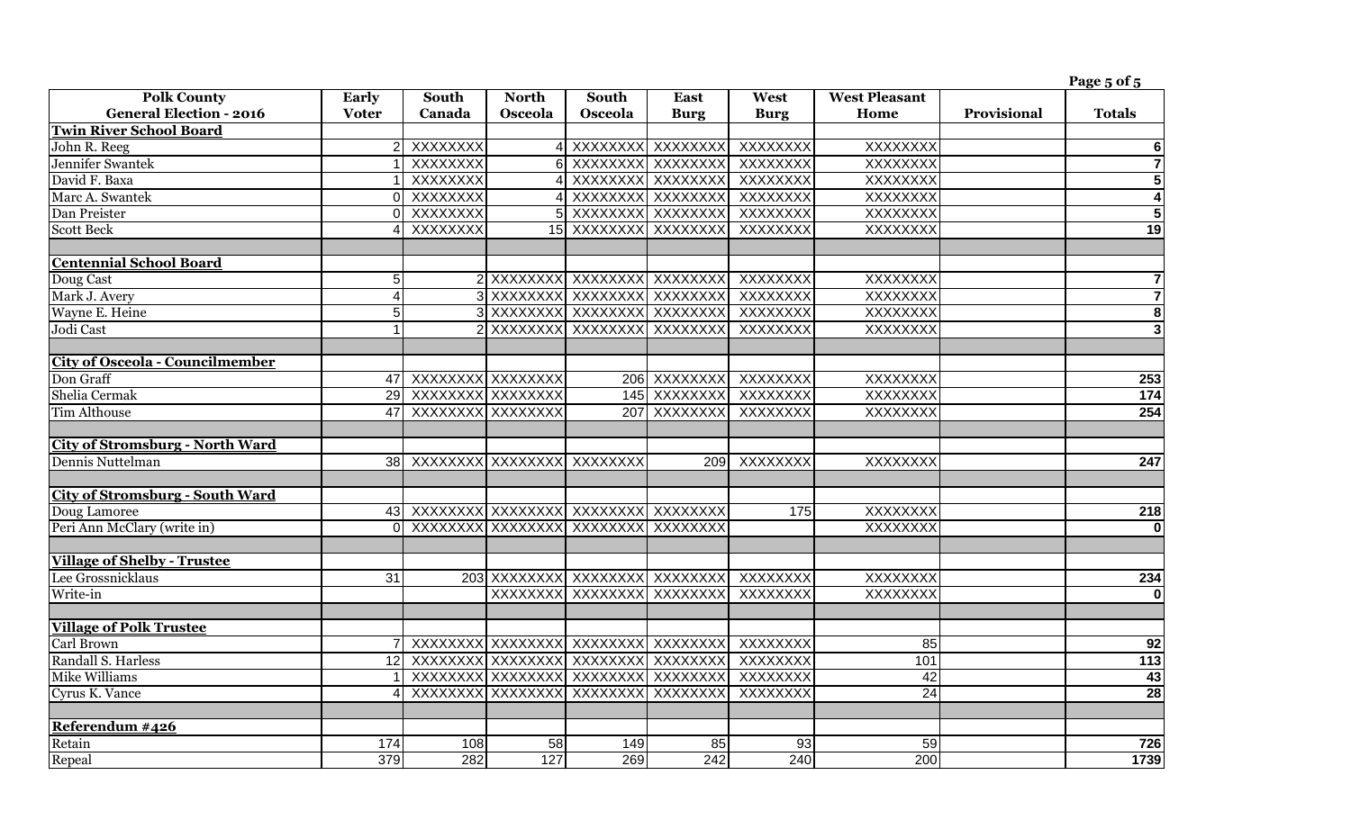| Polk County General Election - 2016 | Early Voter | South Canada | North Osceola | South Osceola | East Burg | West Burg | West Pleasant Home | Provisional | Totals |
|---|---|---|---|---|---|---|---|---|---|
| **Twin River School Board** | | | | | | | | | |
| John R. Reeg | 2 | XXXXXXXX | 4 | XXXXXXXX | XXXXXXXX | XXXXXXXX | XXXXXXXX | | 6 |
| Jennifer Swantek | 1 | XXXXXXXX | 6 | XXXXXXXX | XXXXXXXX | XXXXXXXX | XXXXXXXX | | 7 |
| David F. Baxa | 1 | XXXXXXXX | 4 | XXXXXXXX | XXXXXXXX | XXXXXXXX | XXXXXXXX | | 5 |
| Marc A. Swantek | 0 | XXXXXXXX | 4 | XXXXXXXX | XXXXXXXX | XXXXXXXX | XXXXXXXX | | 4 |
| Dan Preister | 0 | XXXXXXXX | 5 | XXXXXXXX | XXXXXXXX | XXXXXXXX | XXXXXXXX | | 5 |
| Scott Beck | 4 | XXXXXXXX | 15 | XXXXXXXX | XXXXXXXX | XXXXXXXX | XXXXXXXX | | 19 |
| | | | | | | | | | |
| **Centennial School Board** | | | | | | | | | |
| Doug Cast | 5 | 2 | XXXXXXXX | XXXXXXXX | XXXXXXXX | XXXXXXXX | XXXXXXXX | | 7 |
| Mark J. Avery | 4 | 3 | XXXXXXXX | XXXXXXXX | XXXXXXXX | XXXXXXXX | XXXXXXXX | | 7 |
| Wayne E. Heine | 5 | 3 | XXXXXXXX | XXXXXXXX | XXXXXXXX | XXXXXXXX | XXXXXXXX | | 8 |
| Jodi Cast | 1 | 2 | XXXXXXXX | XXXXXXXX | XXXXXXXX | XXXXXXXX | XXXXXXXX | | 3 |
| | | | | | | | | | |
| **City of Osceola - Councilmember** | | | | | | | | | |
| Don Graff | 47 | XXXXXXXX | XXXXXXXX | 206 | XXXXXXXX | XXXXXXXX | XXXXXXXX | | 253 |
| Shelia Cermak | 29 | XXXXXXXX | XXXXXXXX | 145 | XXXXXXXX | XXXXXXXX | XXXXXXXX | | 174 |
| Tim Althouse | 47 | XXXXXXXX | XXXXXXXX | 207 | XXXXXXXX | XXXXXXXX | XXXXXXXX | | 254 |
| | | | | | | | | | |
| **City of Stromsburg - North Ward** | | | | | | | | | |
| Dennis Nuttelman | 38 | XXXXXXXX | XXXXXXXX | XXXXXXXX | 209 | XXXXXXXX | XXXXXXXX | | 247 |
| | | | | | | | | | |
| **City of Stromsburg - South Ward** | | | | | | | | | |
| Doug Lamoree | 43 | XXXXXXXX | XXXXXXXX | XXXXXXXX | XXXXXXXX | 175 | XXXXXXXX | | 218 |
| Peri Ann McClary (write in) | 0 | XXXXXXXX | XXXXXXXX | XXXXXXXX | XXXXXXXX | | XXXXXXXX | | 0 |
| | | | | | | | | | |
| **Village of Shelby - Trustee** | | | | | | | | | |
| Lee Grossnicklaus | 31 | 203 | XXXXXXXX | XXXXXXXX | XXXXXXXX | XXXXXXXX | XXXXXXXX | | 234 |
| Write-in | | | XXXXXXXX | XXXXXXXX | XXXXXXXX | XXXXXXXX | XXXXXXXX | | 0 |
| | | | | | | | | | |
| **Village of Polk Trustee** | | | | | | | | | |
| Carl Brown | 7 | XXXXXXXX | XXXXXXXX | XXXXXXXX | XXXXXXXX | XXXXXXXX | 85 | | 92 |
| Randall S. Harless | 12 | XXXXXXXX | XXXXXXXX | XXXXXXXX | XXXXXXXX | XXXXXXXX | 101 | | 113 |
| Mike Williams | 1 | XXXXXXXX | XXXXXXXX | XXXXXXXX | XXXXXXXX | XXXXXXXX | 42 | | 43 |
| Cyrus K. Vance | 4 | XXXXXXXX | XXXXXXXX | XXXXXXXX | XXXXXXXX | XXXXXXXX | 24 | | 28 |
| | | | | | | | | | |
| **Referendum #426** | | | | | | | | | |
| Retain | 174 | 108 | 58 | 149 | 85 | 93 | 59 | | 726 |
| Repeal | 379 | 282 | 127 | 269 | 242 | 240 | 200 | | 1739 |